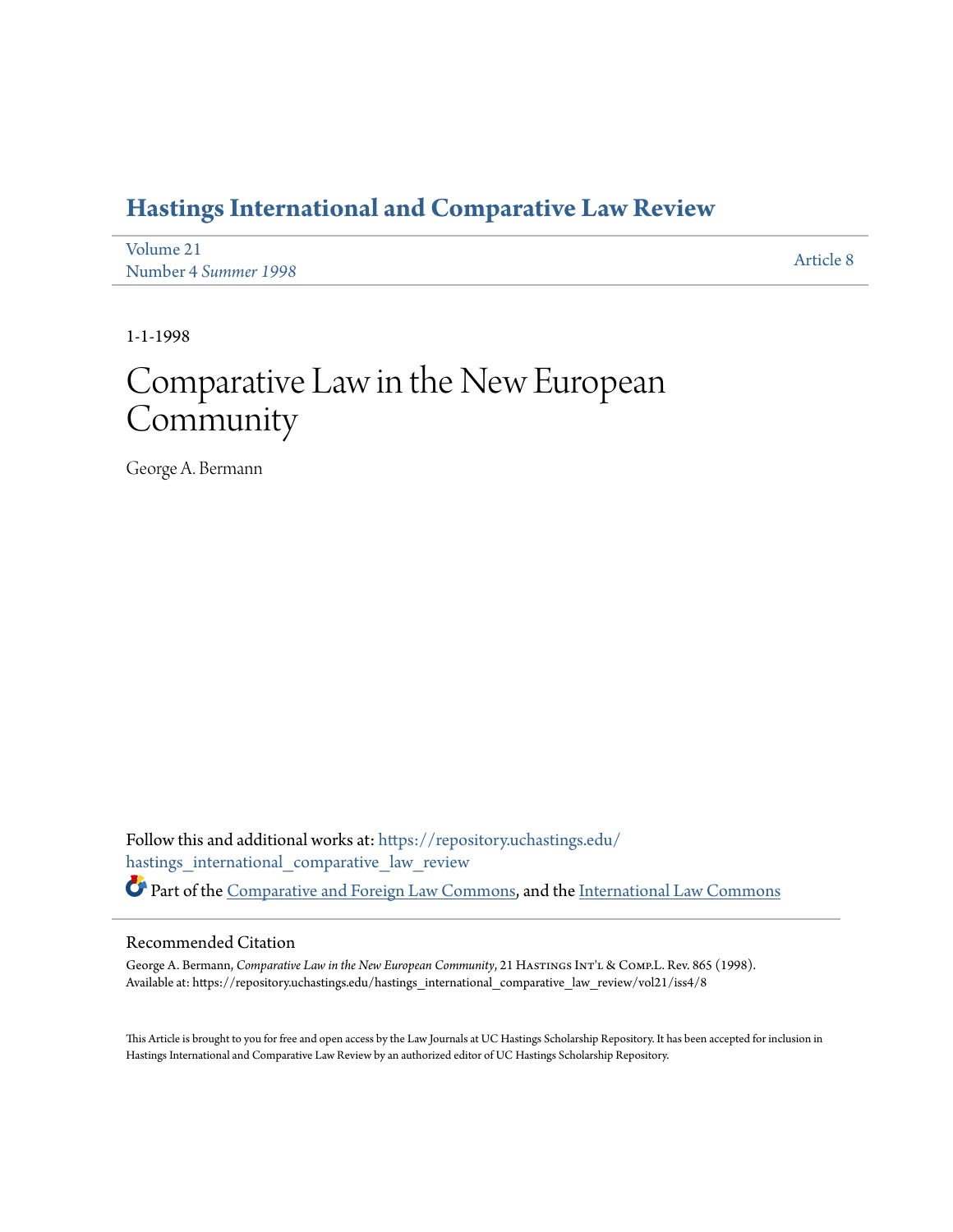# Hastings International and Comparative Law Review

Volume 21
Number 4 *Summer 1998*

Article 8

1-1-1998

# Comparative Law in the New European Community

George A. Bermann

Follow this and additional works at: https://repository.uchastings.edu/hastings_international_comparative_law_review

Part of the Comparative and Foreign Law Commons, and the International Law Commons

## Recommended Citation

George A. Bermann, *Comparative Law in the New European Community*, 21 Hastings Int'l & Comp.L. Rev. 865 (1998).
Available at: https://repository.uchastings.edu/hastings_international_comparative_law_review/vol21/iss4/8

This Article is brought to you for free and open access by the Law Journals at UC Hastings Scholarship Repository. It has been accepted for inclusion in Hastings International and Comparative Law Review by an authorized editor of UC Hastings Scholarship Repository.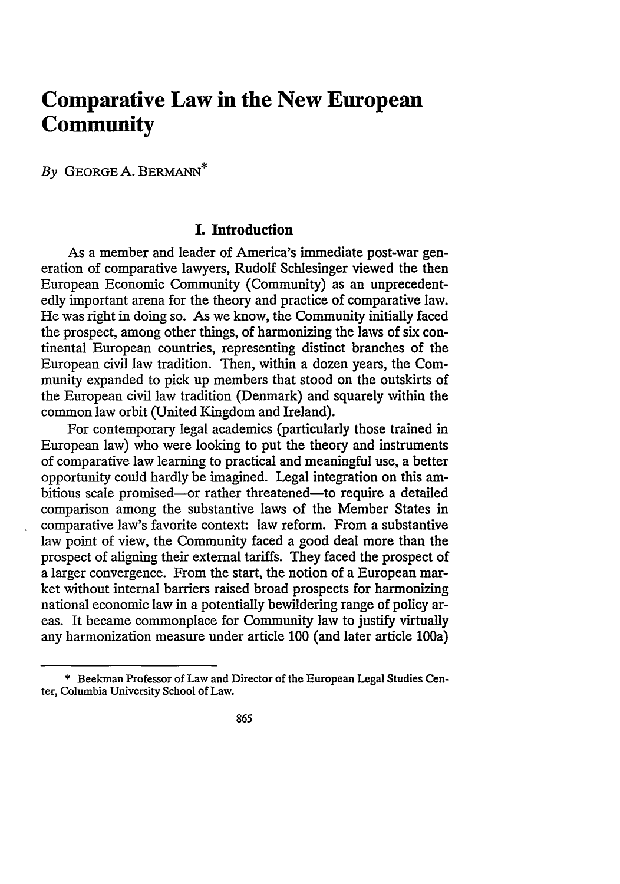# Comparative Law in the New European Community

*By* GEORGE A. BERMANN*

## I. Introduction

As a member and leader of America's immediate post-war generation of comparative lawyers, Rudolf Schlesinger viewed the then European Economic Community (Community) as an unprecedentedly important arena for the theory and practice of comparative law. He was right in doing so. As we know, the Community initially faced the prospect, among other things, of harmonizing the laws of six continental European countries, representing distinct branches of the European civil law tradition. Then, within a dozen years, the Community expanded to pick up members that stood on the outskirts of the European civil law tradition (Denmark) and squarely within the common law orbit (United Kingdom and Ireland).

For contemporary legal academics (particularly those trained in European law) who were looking to put the theory and instruments of comparative law learning to practical and meaningful use, a better opportunity could hardly be imagined. Legal integration on this ambitious scale promised—or rather threatened—to require a detailed comparison among the substantive laws of the Member States in comparative law's favorite context: law reform. From a substantive law point of view, the Community faced a good deal more than the prospect of aligning their external tariffs. They faced the prospect of a larger convergence. From the start, the notion of a European market without internal barriers raised broad prospects for harmonizing national economic law in a potentially bewildering range of policy areas. It became commonplace for Community law to justify virtually any harmonization measure under article 100 (and later article 100a)

---

\* Beekman Professor of Law and Director of the European Legal Studies Center, Columbia University School of Law.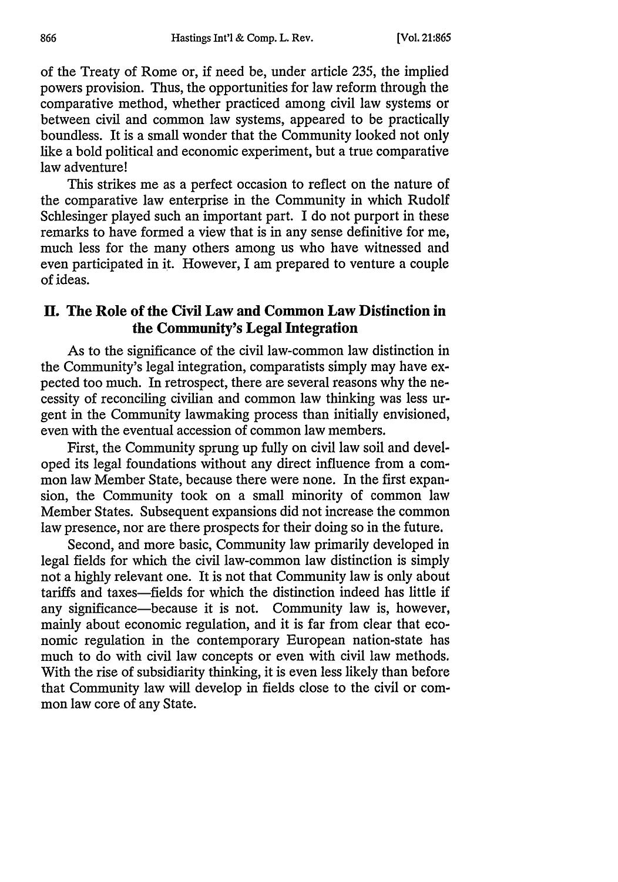of the Treaty of Rome or, if need be, under article 235, the implied powers provision. Thus, the opportunities for law reform through the comparative method, whether practiced among civil law systems or between civil and common law systems, appeared to be practically boundless. It is a small wonder that the Community looked not only like a bold political and economic experiment, but a true comparative law adventure!

This strikes me as a perfect occasion to reflect on the nature of the comparative law enterprise in the Community in which Rudolf Schlesinger played such an important part. I do not purport in these remarks to have formed a view that is in any sense definitive for me, much less for the many others among us who have witnessed and even participated in it. However, I am prepared to venture a couple of ideas.

## II. The Role of the Civil Law and Common Law Distinction in the Community's Legal Integration

As to the significance of the civil law-common law distinction in the Community's legal integration, comparatists simply may have expected too much. In retrospect, there are several reasons why the necessity of reconciling civilian and common law thinking was less urgent in the Community lawmaking process than initially envisioned, even with the eventual accession of common law members.

First, the Community sprung up fully on civil law soil and developed its legal foundations without any direct influence from a common law Member State, because there were none. In the first expansion, the Community took on a small minority of common law Member States. Subsequent expansions did not increase the common law presence, nor are there prospects for their doing so in the future.

Second, and more basic, Community law primarily developed in legal fields for which the civil law-common law distinction is simply not a highly relevant one. It is not that Community law is only about tariffs and taxes—fields for which the distinction indeed has little if any significance—because it is not. Community law is, however, mainly about economic regulation, and it is far from clear that economic regulation in the contemporary European nation-state has much to do with civil law concepts or even with civil law methods. With the rise of subsidiarity thinking, it is even less likely than before that Community law will develop in fields close to the civil or common law core of any State.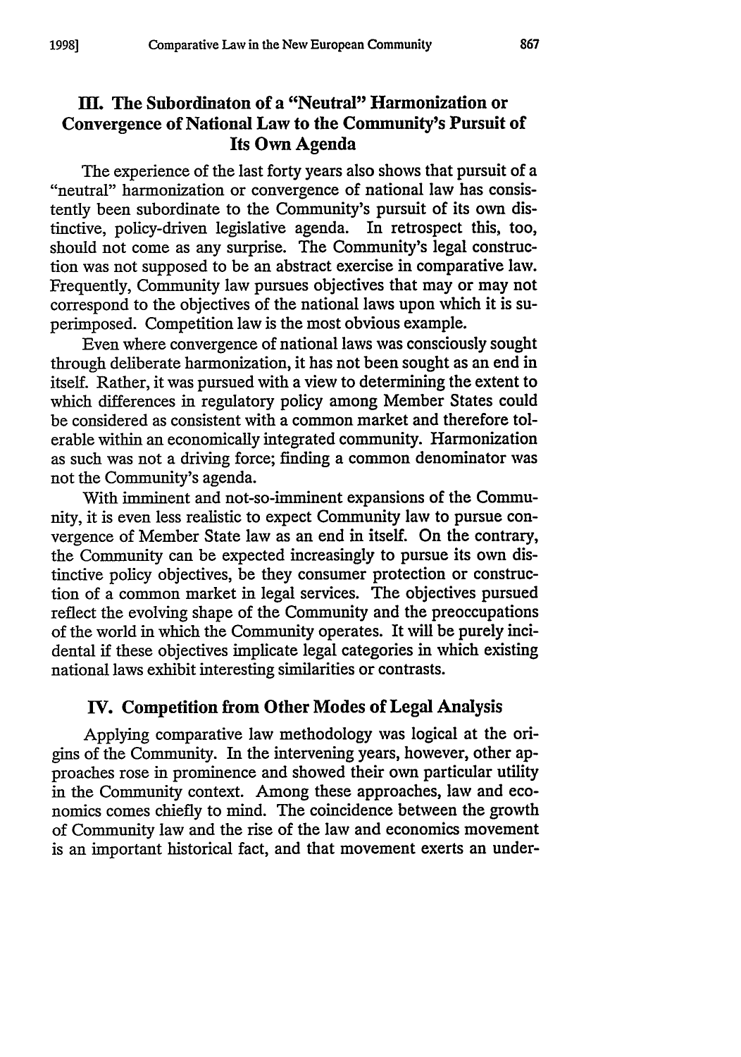## III. The Subordinaton of a "Neutral" Harmonization or Convergence of National Law to the Community's Pursuit of Its Own Agenda

The experience of the last forty years also shows that pursuit of a "neutral" harmonization or convergence of national law has consistently been subordinate to the Community's pursuit of its own distinctive, policy-driven legislative agenda. In retrospect this, too, should not come as any surprise. The Community's legal construction was not supposed to be an abstract exercise in comparative law. Frequently, Community law pursues objectives that may or may not correspond to the objectives of the national laws upon which it is superimposed. Competition law is the most obvious example.

Even where convergence of national laws was consciously sought through deliberate harmonization, it has not been sought as an end in itself. Rather, it was pursued with a view to determining the extent to which differences in regulatory policy among Member States could be considered as consistent with a common market and therefore tolerable within an economically integrated community. Harmonization as such was not a driving force; finding a common denominator was not the Community's agenda.

With imminent and not-so-imminent expansions of the Community, it is even less realistic to expect Community law to pursue convergence of Member State law as an end in itself. On the contrary, the Community can be expected increasingly to pursue its own distinctive policy objectives, be they consumer protection or construction of a common market in legal services. The objectives pursued reflect the evolving shape of the Community and the preoccupations of the world in which the Community operates. It will be purely incidental if these objectives implicate legal categories in which existing national laws exhibit interesting similarities or contrasts.

## IV. Competition from Other Modes of Legal Analysis

Applying comparative law methodology was logical at the origins of the Community. In the intervening years, however, other approaches rose in prominence and showed their own particular utility in the Community context. Among these approaches, law and economics comes chiefly to mind. The coincidence between the growth of Community law and the rise of the law and economics movement is an important historical fact, and that movement exerts an under-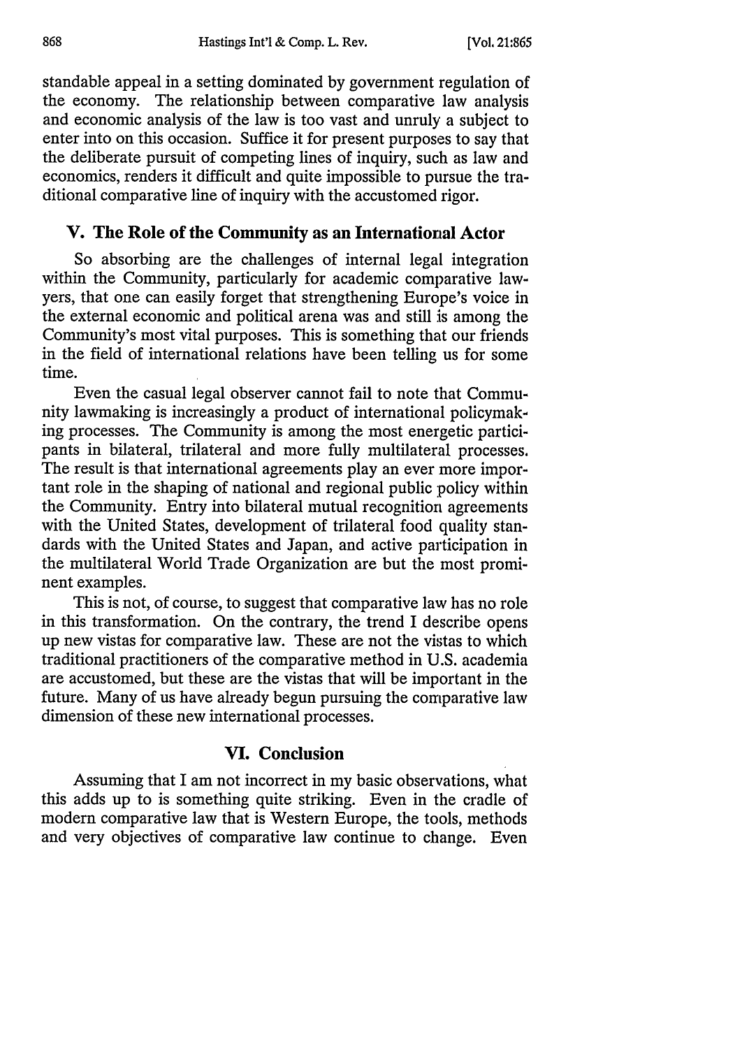standable appeal in a setting dominated by government regulation of the economy. The relationship between comparative law analysis and economic analysis of the law is too vast and unruly a subject to enter into on this occasion. Suffice it for present purposes to say that the deliberate pursuit of competing lines of inquiry, such as law and economics, renders it difficult and quite impossible to pursue the traditional comparative line of inquiry with the accustomed rigor.

## V. The Role of the Community as an International Actor

So absorbing are the challenges of internal legal integration within the Community, particularly for academic comparative lawyers, that one can easily forget that strengthening Europe's voice in the external economic and political arena was and still is among the Community's most vital purposes. This is something that our friends in the field of international relations have been telling us for some time.

Even the casual legal observer cannot fail to note that Community lawmaking is increasingly a product of international policymaking processes. The Community is among the most energetic participants in bilateral, trilateral and more fully multilateral processes. The result is that international agreements play an ever more important role in the shaping of national and regional public policy within the Community. Entry into bilateral mutual recognition agreements with the United States, development of trilateral food quality standards with the United States and Japan, and active participation in the multilateral World Trade Organization are but the most prominent examples.

This is not, of course, to suggest that comparative law has no role in this transformation. On the contrary, the trend I describe opens up new vistas for comparative law. These are not the vistas to which traditional practitioners of the comparative method in U.S. academia are accustomed, but these are the vistas that will be important in the future. Many of us have already begun pursuing the comparative law dimension of these new international processes.

## VI. Conclusion

Assuming that I am not incorrect in my basic observations, what this adds up to is something quite striking. Even in the cradle of modern comparative law that is Western Europe, the tools, methods and very objectives of comparative law continue to change. Even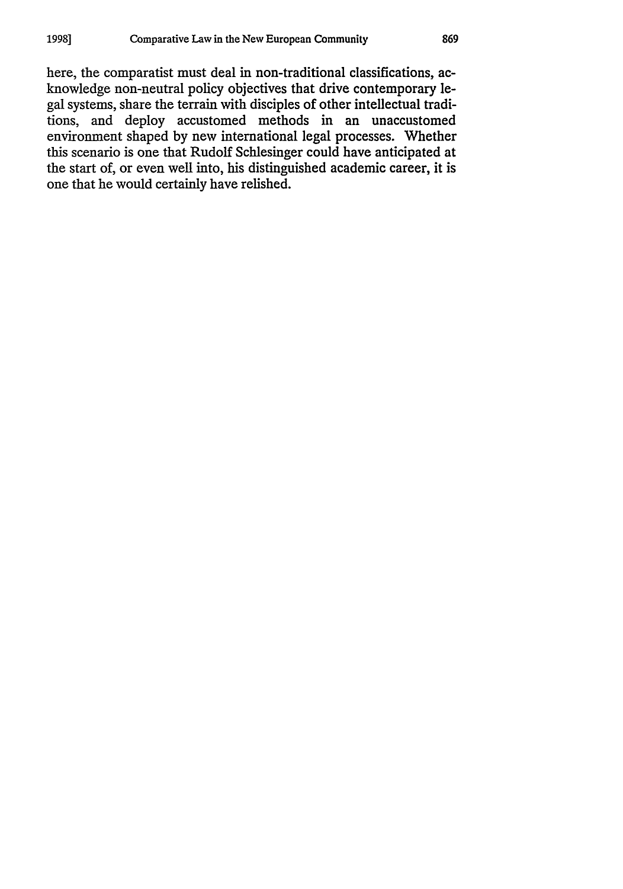here, the comparatist must deal in non-traditional classifications, acknowledge non-neutral policy objectives that drive contemporary legal systems, share the terrain with disciples of other intellectual traditions, and deploy accustomed methods in an unaccustomed environment shaped by new international legal processes. Whether this scenario is one that Rudolf Schlesinger could have anticipated at the start of, or even well into, his distinguished academic career, it is one that he would certainly have relished.